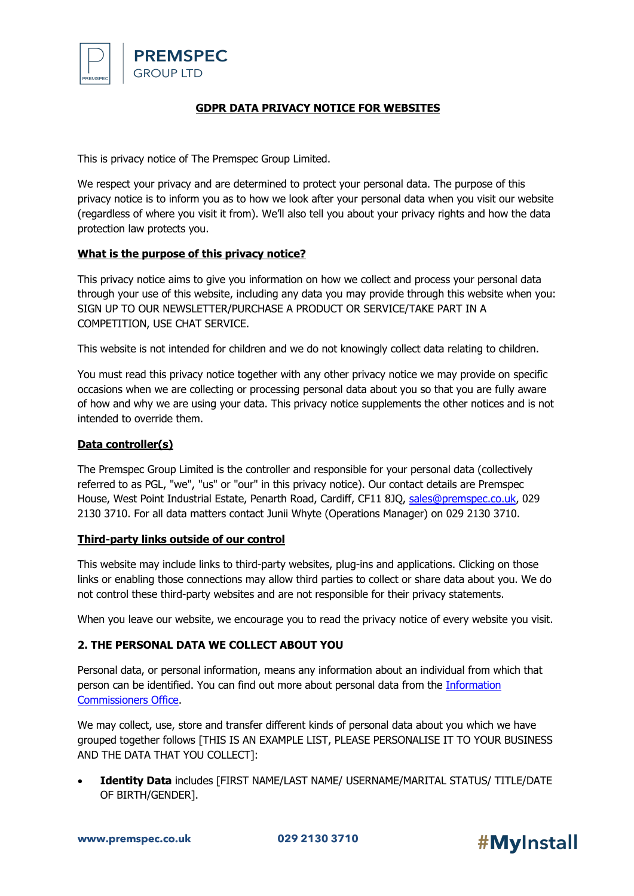# GDPR DATA PRIVACY NOTICE FOR WEBSITES

This is privacy notice of The Premspec Group Limited.

We respect your privacy and are determined to protect your personal data. The purpose of this privacy notice is to inform you as to how we look after your personal data when you visit our website (regardless of where you visit it from). We'll also tell you about your privacy rights and how the data protection law protects you.

## What is the purpose of this privacy notice?

This privacy notice aims to give you information on how we collect and process your personal data through your use of this website, including any data you may provide through this website when you: SIGN UP TO OUR NEWSLETTER/PURCHASE A PRODUCT OR SERVICE/TAKE PART IN A COMPETITION, USE CHAT SERVICE.

This website is not intended for children and we do not knowingly collect data relating to children.

You must read this privacy notice together with any other privacy notice we may provide on specific occasions when we are collecting or processing personal data about you so that you are fully aware of how and why we are using your data. This privacy notice supplements the other notices and is not intended to override them.

## Data controller(s)

The Premspec Group Limited is the controller and responsible for your personal data (collectively referred to as PGL, "we", "us" or "our" in this privacy notice). Our contact details are Premspec House, West Point Industrial Estate, Penarth Road, Cardiff, CF11 8JQ, sales@premspec.co.uk, 029 2130 3710. For all data matters contact Junii Whyte (Operations Manager) on 029 2130 3710.

## Third-party links outside of our control

This website may include links to third-party websites, plug-ins and applications. Clicking on those links or enabling those connections may allow third parties to collect or share data about you. We do not control these third-party websites and are not responsible for their privacy statements.

When you leave our website, we encourage you to read the privacy notice of every website you visit.

## 2. THE PERSONAL DATA WE COLLECT ABOUT YOU

Personal data, or personal information, means any information about an individual from which that person can be identified. You can find out more about personal data from the Information Commissioners Office.

We may collect, use, store and transfer different kinds of personal data about you which we have grouped together follows [THIS IS AN EXAMPLE LIST, PLEASE PERSONALISE IT TO YOUR BUSINESS AND THE DATA THAT YOU COLLECT]:

- **Identity Data** includes [FIRST NAME/LAST NAME/ USERNAME/MARITAL STATUS/ TITLE/DATE OF BIRTH/GENDER].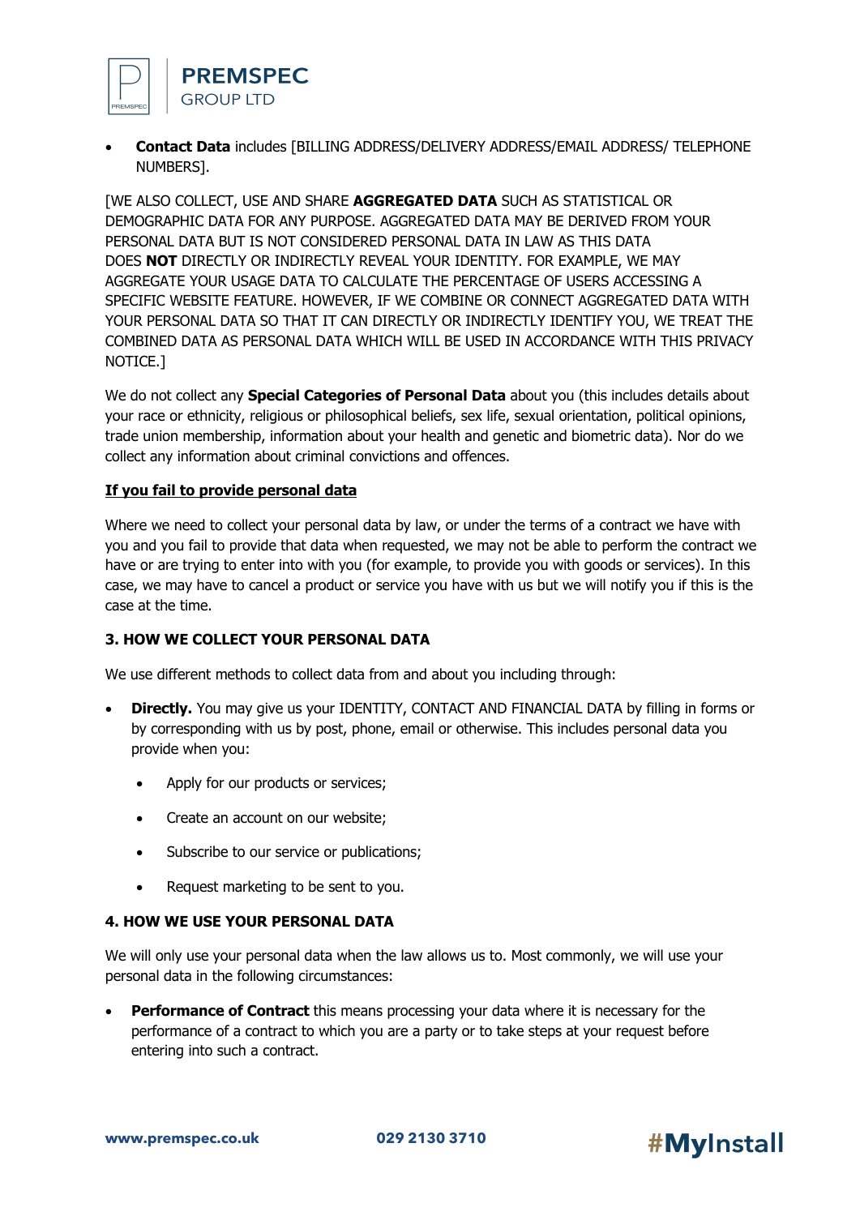- **Contact Data** includes [BILLING ADDRESS/DELIVERY ADDRESS/EMAIL ADDRESS/ TELEPHONE NUMBERS].

[WE ALSO COLLECT, USE AND SHARE **AGGREGATED DATA** SUCH AS STATISTICAL OR DEMOGRAPHIC DATA FOR ANY PURPOSE. AGGREGATED DATA MAY BE DERIVED FROM YOUR PERSONAL DATA BUT IS NOT CONSIDERED PERSONAL DATA IN LAW AS THIS DATA DOES **NOT** DIRECTLY OR INDIRECTLY REVEAL YOUR IDENTITY. FOR EXAMPLE, WE MAY AGGREGATE YOUR USAGE DATA TO CALCULATE THE PERCENTAGE OF USERS ACCESSING A SPECIFIC WEBSITE FEATURE. HOWEVER, IF WE COMBINE OR CONNECT AGGREGATED DATA WITH YOUR PERSONAL DATA SO THAT IT CAN DIRECTLY OR INDIRECTLY IDENTIFY YOU, WE TREAT THE COMBINED DATA AS PERSONAL DATA WHICH WILL BE USED IN ACCORDANCE WITH THIS PRIVACY NOTICE.]

We do not collect any **Special Categories of Personal Data** about you (this includes details about your race or ethnicity, religious or philosophical beliefs, sex life, sexual orientation, political opinions, trade union membership, information about your health and genetic and biometric data). Nor do we collect any information about criminal convictions and offences.

**If you fail to provide personal data**

Where we need to collect your personal data by law, or under the terms of a contract we have with you and you fail to provide that data when requested, we may not be able to perform the contract we have or are trying to enter into with you (for example, to provide you with goods or services). In this case, we may have to cancel a product or service you have with us but we will notify you if this is the case at the time.

### 3. HOW WE COLLECT YOUR PERSONAL DATA

We use different methods to collect data from and about you including through:

- **Directly.** You may give us your IDENTITY, CONTACT AND FINANCIAL DATA by filling in forms or by corresponding with us by post, phone, email or otherwise. This includes personal data you provide when you:
  - Apply for our products or services;
  - Create an account on our website;
  - Subscribe to our service or publications;
  - Request marketing to be sent to you.

### 4. HOW WE USE YOUR PERSONAL DATA

We will only use your personal data when the law allows us to. Most commonly, we will use your personal data in the following circumstances:

- **Performance of Contract** this means processing your data where it is necessary for the performance of a contract to which you are a party or to take steps at your request before entering into such a contract.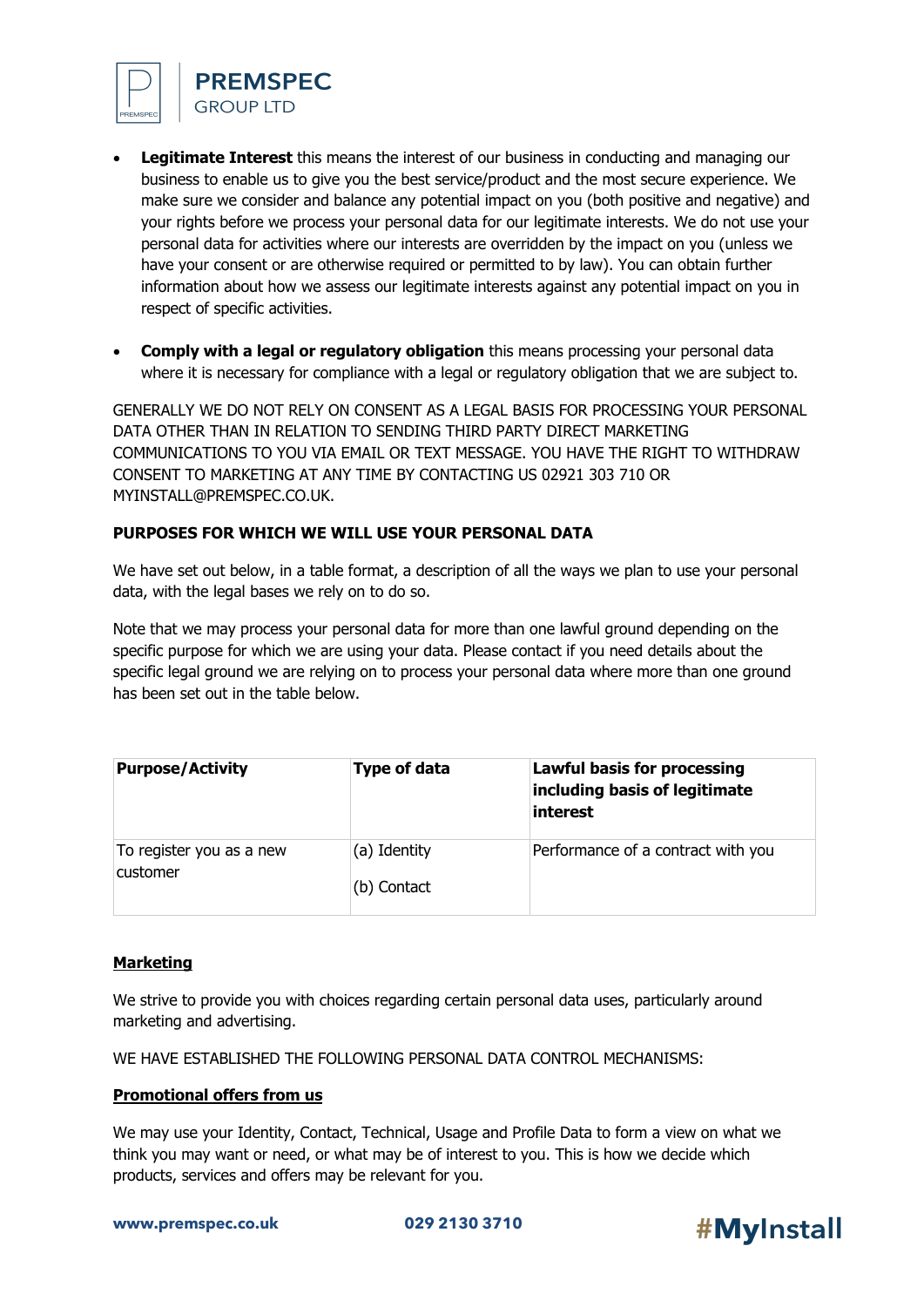- **Legitimate Interest** this means the interest of our business in conducting and managing our business to enable us to give you the best service/product and the most secure experience. We make sure we consider and balance any potential impact on you (both positive and negative) and your rights before we process your personal data for our legitimate interests. We do not use your personal data for activities where our interests are overridden by the impact on you (unless we have your consent or are otherwise required or permitted to by law). You can obtain further information about how we assess our legitimate interests against any potential impact on you in respect of specific activities.

- **Comply with a legal or regulatory obligation** this means processing your personal data where it is necessary for compliance with a legal or regulatory obligation that we are subject to.

GENERALLY WE DO NOT RELY ON CONSENT AS A LEGAL BASIS FOR PROCESSING YOUR PERSONAL DATA OTHER THAN IN RELATION TO SENDING THIRD PARTY DIRECT MARKETING COMMUNICATIONS TO YOU VIA EMAIL OR TEXT MESSAGE. YOU HAVE THE RIGHT TO WITHDRAW CONSENT TO MARKETING AT ANY TIME BY CONTACTING US 02921 303 710 OR MYINSTALL@PREMSPEC.CO.UK.

**PURPOSES FOR WHICH WE WILL USE YOUR PERSONAL DATA**

We have set out below, in a table format, a description of all the ways we plan to use your personal data, with the legal bases we rely on to do so.

Note that we may process your personal data for more than one lawful ground depending on the specific purpose for which we are using your data. Please contact if you need details about the specific legal ground we are relying on to process your personal data where more than one ground has been set out in the table below.

| Purpose/Activity | Type of data | Lawful basis for processing including basis of legitimate interest |
|---|---|---|
| To register you as a new customer | (a) Identity<br>(b) Contact | Performance of a contract with you |

**Marketing**

We strive to provide you with choices regarding certain personal data uses, particularly around marketing and advertising.

WE HAVE ESTABLISHED THE FOLLOWING PERSONAL DATA CONTROL MECHANISMS:

**Promotional offers from us**

We may use your Identity, Contact, Technical, Usage and Profile Data to form a view on what we think you may want or need, or what may be of interest to you. This is how we decide which products, services and offers may be relevant for you.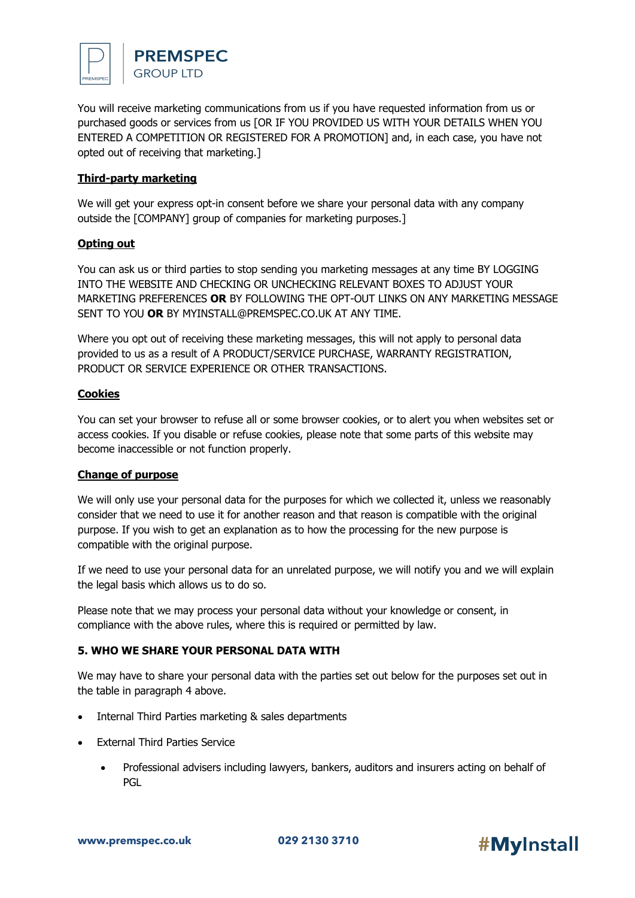You will receive marketing communications from us if you have requested information from us or purchased goods or services from us [OR IF YOU PROVIDED US WITH YOUR DETAILS WHEN YOU ENTERED A COMPETITION OR REGISTERED FOR A PROMOTION] and, in each case, you have not opted out of receiving that marketing.]

**Third-party marketing**

We will get your express opt-in consent before we share your personal data with any company outside the [COMPANY] group of companies for marketing purposes.]

**Opting out**

You can ask us or third parties to stop sending you marketing messages at any time BY LOGGING INTO THE WEBSITE AND CHECKING OR UNCHECKING RELEVANT BOXES TO ADJUST YOUR MARKETING PREFERENCES **OR** BY FOLLOWING THE OPT-OUT LINKS ON ANY MARKETING MESSAGE SENT TO YOU **OR** BY MYINSTALL@PREMSPEC.CO.UK AT ANY TIME.

Where you opt out of receiving these marketing messages, this will not apply to personal data provided to us as a result of A PRODUCT/SERVICE PURCHASE, WARRANTY REGISTRATION, PRODUCT OR SERVICE EXPERIENCE OR OTHER TRANSACTIONS.

**Cookies**

You can set your browser to refuse all or some browser cookies, or to alert you when websites set or access cookies. If you disable or refuse cookies, please note that some parts of this website may become inaccessible or not function properly.

**Change of purpose**

We will only use your personal data for the purposes for which we collected it, unless we reasonably consider that we need to use it for another reason and that reason is compatible with the original purpose. If you wish to get an explanation as to how the processing for the new purpose is compatible with the original purpose.

If we need to use your personal data for an unrelated purpose, we will notify you and we will explain the legal basis which allows us to do so.

Please note that we may process your personal data without your knowledge or consent, in compliance with the above rules, where this is required or permitted by law.

**5. WHO WE SHARE YOUR PERSONAL DATA WITH**

We may have to share your personal data with the parties set out below for the purposes set out in the table in paragraph 4 above.

- Internal Third Parties marketing & sales departments
- External Third Parties Service
  - Professional advisers including lawyers, bankers, auditors and insurers acting on behalf of PGL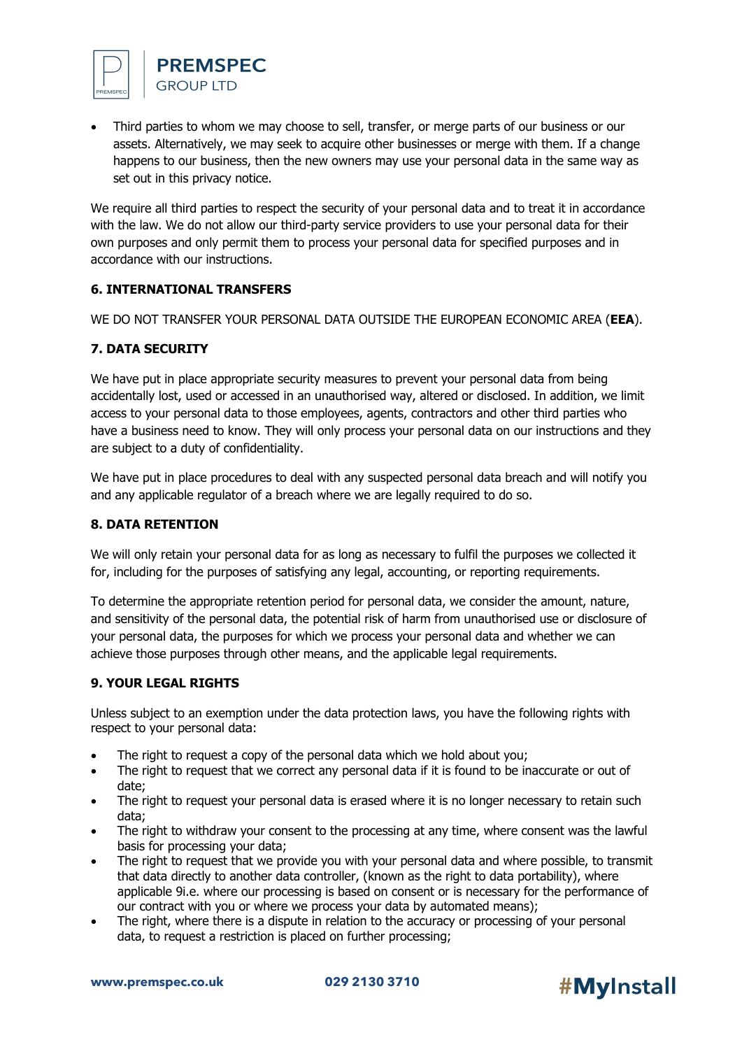- Third parties to whom we may choose to sell, transfer, or merge parts of our business or our assets. Alternatively, we may seek to acquire other businesses or merge with them. If a change happens to our business, then the new owners may use your personal data in the same way as set out in this privacy notice.

We require all third parties to respect the security of your personal data and to treat it in accordance with the law. We do not allow our third-party service providers to use your personal data for their own purposes and only permit them to process your personal data for specified purposes and in accordance with our instructions.

### 6. INTERNATIONAL TRANSFERS

WE DO NOT TRANSFER YOUR PERSONAL DATA OUTSIDE THE EUROPEAN ECONOMIC AREA (**EEA**).

### 7. DATA SECURITY

We have put in place appropriate security measures to prevent your personal data from being accidentally lost, used or accessed in an unauthorised way, altered or disclosed. In addition, we limit access to your personal data to those employees, agents, contractors and other third parties who have a business need to know. They will only process your personal data on our instructions and they are subject to a duty of confidentiality.

We have put in place procedures to deal with any suspected personal data breach and will notify you and any applicable regulator of a breach where we are legally required to do so.

### 8. DATA RETENTION

We will only retain your personal data for as long as necessary to fulfil the purposes we collected it for, including for the purposes of satisfying any legal, accounting, or reporting requirements.

To determine the appropriate retention period for personal data, we consider the amount, nature, and sensitivity of the personal data, the potential risk of harm from unauthorised use or disclosure of your personal data, the purposes for which we process your personal data and whether we can achieve those purposes through other means, and the applicable legal requirements.

### 9. YOUR LEGAL RIGHTS

Unless subject to an exemption under the data protection laws, you have the following rights with respect to your personal data:

- The right to request a copy of the personal data which we hold about you;
- The right to request that we correct any personal data if it is found to be inaccurate or out of date;
- The right to request your personal data is erased where it is no longer necessary to retain such data;
- The right to withdraw your consent to the processing at any time, where consent was the lawful basis for processing your data;
- The right to request that we provide you with your personal data and where possible, to transmit that data directly to another data controller, (known as the right to data portability), where applicable 9i.e. where our processing is based on consent or is necessary for the performance of our contract with you or where we process your data by automated means);
- The right, where there is a dispute in relation to the accuracy or processing of your personal data, to request a restriction is placed on further processing;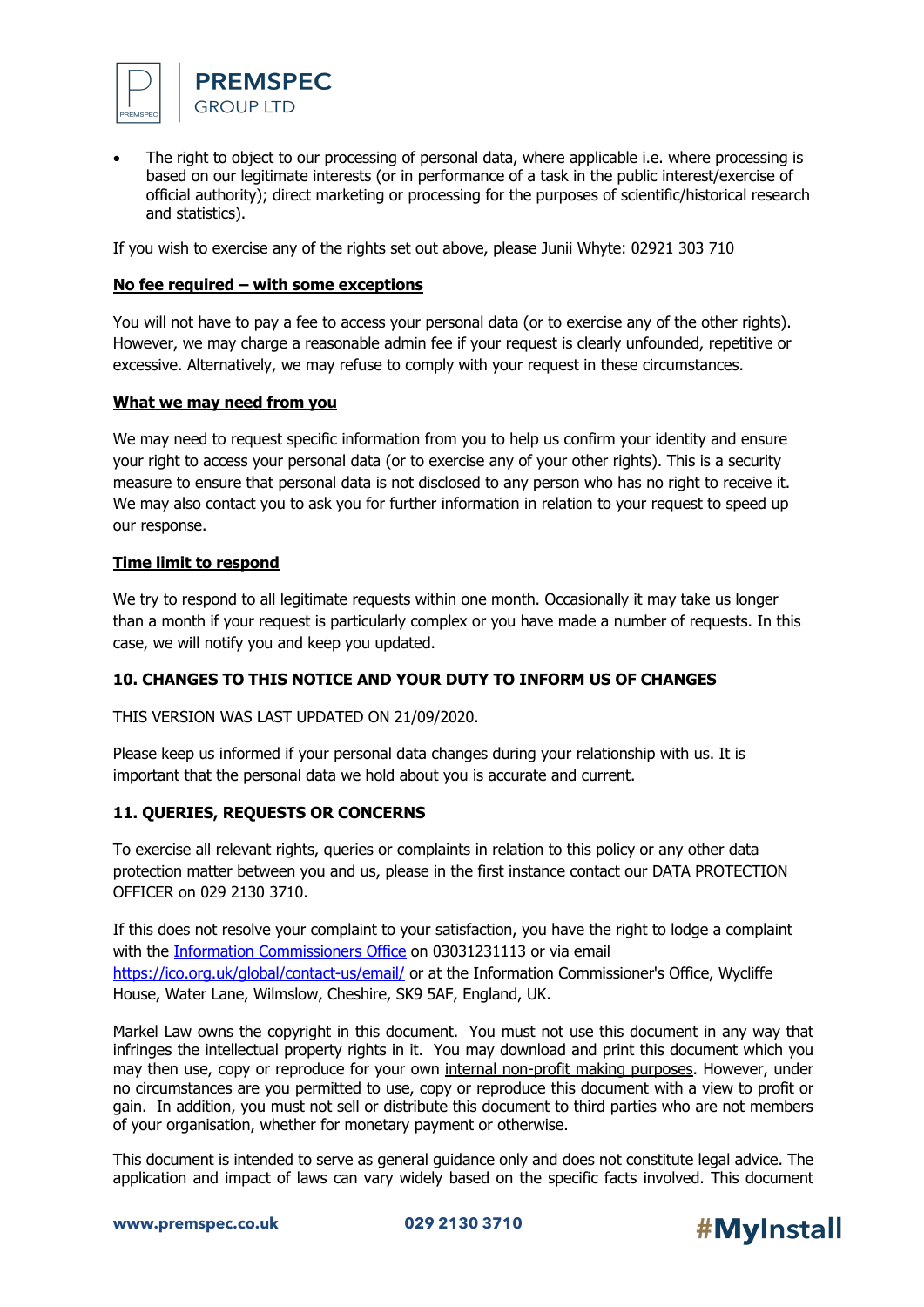- The right to object to our processing of personal data, where applicable i.e. where processing is based on our legitimate interests (or in performance of a task in the public interest/exercise of official authority); direct marketing or processing for the purposes of scientific/historical research and statistics).

If you wish to exercise any of the rights set out above, please Junii Whyte: 02921 303 710

**No fee required – with some exceptions**

You will not have to pay a fee to access your personal data (or to exercise any of the other rights). However, we may charge a reasonable admin fee if your request is clearly unfounded, repetitive or excessive. Alternatively, we may refuse to comply with your request in these circumstances.

**What we may need from you**

We may need to request specific information from you to help us confirm your identity and ensure your right to access your personal data (or to exercise any of your other rights). This is a security measure to ensure that personal data is not disclosed to any person who has no right to receive it. We may also contact you to ask you for further information in relation to your request to speed up our response.

**Time limit to respond**

We try to respond to all legitimate requests within one month. Occasionally it may take us longer than a month if your request is particularly complex or you have made a number of requests. In this case, we will notify you and keep you updated.

## 10. CHANGES TO THIS NOTICE AND YOUR DUTY TO INFORM US OF CHANGES

THIS VERSION WAS LAST UPDATED ON 21/09/2020.

Please keep us informed if your personal data changes during your relationship with us. It is important that the personal data we hold about you is accurate and current.

## 11. QUERIES, REQUESTS OR CONCERNS

To exercise all relevant rights, queries or complaints in relation to this policy or any other data protection matter between you and us, please in the first instance contact our DATA PROTECTION OFFICER on 029 2130 3710.

If this does not resolve your complaint to your satisfaction, you have the right to lodge a complaint with the Information Commissioners Office on 03031231113 or via email https://ico.org.uk/global/contact-us/email/ or at the Information Commissioner's Office, Wycliffe House, Water Lane, Wilmslow, Cheshire, SK9 5AF, England, UK.

Markel Law owns the copyright in this document. You must not use this document in any way that infringes the intellectual property rights in it. You may download and print this document which you may then use, copy or reproduce for your own internal non-profit making purposes. However, under no circumstances are you permitted to use, copy or reproduce this document with a view to profit or gain. In addition, you must not sell or distribute this document to third parties who are not members of your organisation, whether for monetary payment or otherwise.

This document is intended to serve as general guidance only and does not constitute legal advice. The application and impact of laws can vary widely based on the specific facts involved. This document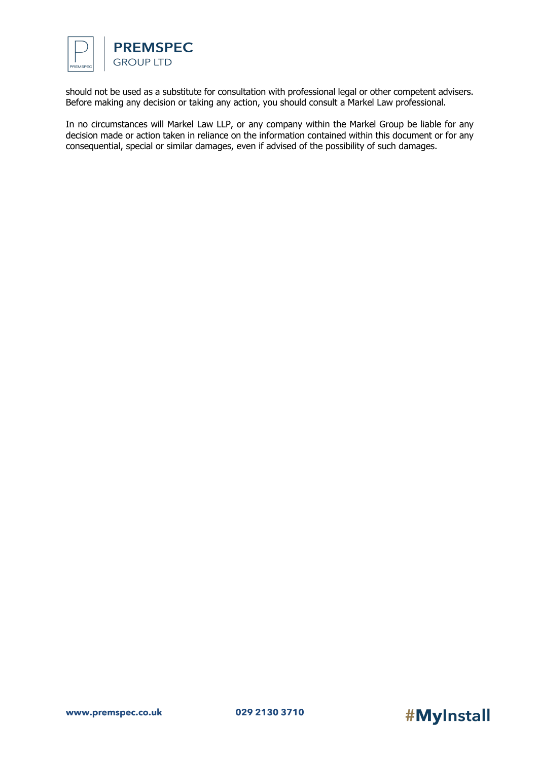should not be used as a substitute for consultation with professional legal or other competent advisers. Before making any decision or taking any action, you should consult a Markel Law professional.

In no circumstances will Markel Law LLP, or any company within the Markel Group be liable for any decision made or action taken in reliance on the information contained within this document or for any consequential, special or similar damages, even if advised of the possibility of such damages.